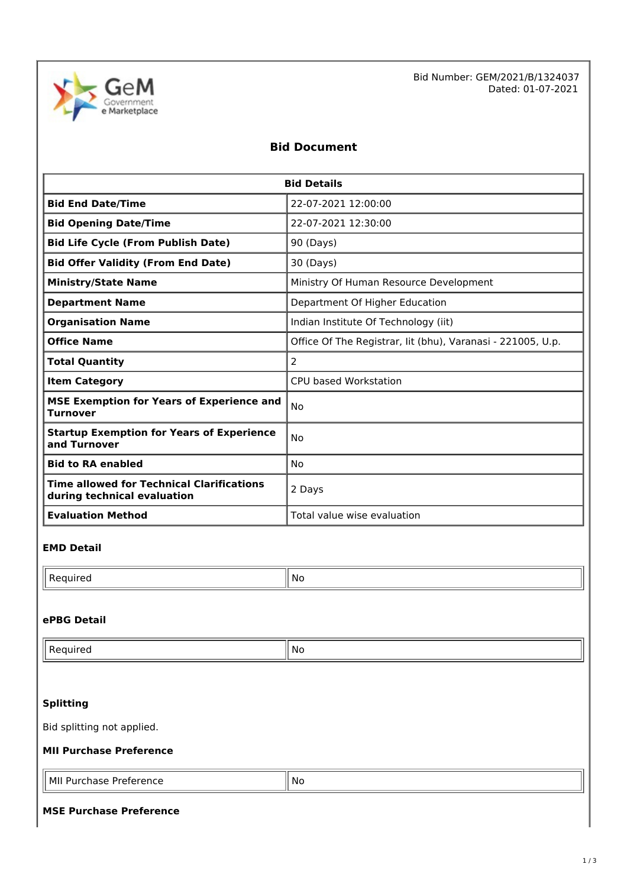Bid Number: GEM/2021/B/1324037
Dated: 01-07-2021

# Bid Document

| Bid Details | |
|---|---|
| **Bid End Date/Time** | 22-07-2021 12:00:00 |
| **Bid Opening Date/Time** | 22-07-2021 12:30:00 |
| **Bid Life Cycle (From Publish Date)** | 90 (Days) |
| **Bid Offer Validity (From End Date)** | 30 (Days) |
| **Ministry/State Name** | Ministry Of Human Resource Development |
| **Department Name** | Department Of Higher Education |
| **Organisation Name** | Indian Institute Of Technology (iit) |
| **Office Name** | Office Of The Registrar, Iit (bhu), Varanasi - 221005, U.p. |
| **Total Quantity** | 2 |
| **Item Category** | CPU based Workstation |
| **MSE Exemption for Years of Experience and Turnover** | No |
| **Startup Exemption for Years of Experience and Turnover** | No |
| **Bid to RA enabled** | No |
| **Time allowed for Technical Clarifications during technical evaluation** | 2 Days |
| **Evaluation Method** | Total value wise evaluation |

### EMD Detail

| Required | No |
|---|---|

### ePBG Detail

| Required | No |
|---|---|

### Splitting

Bid splitting not applied.

### MII Purchase Preference

| MII Purchase Preference | No |
|---|---|

### MSE Purchase Preference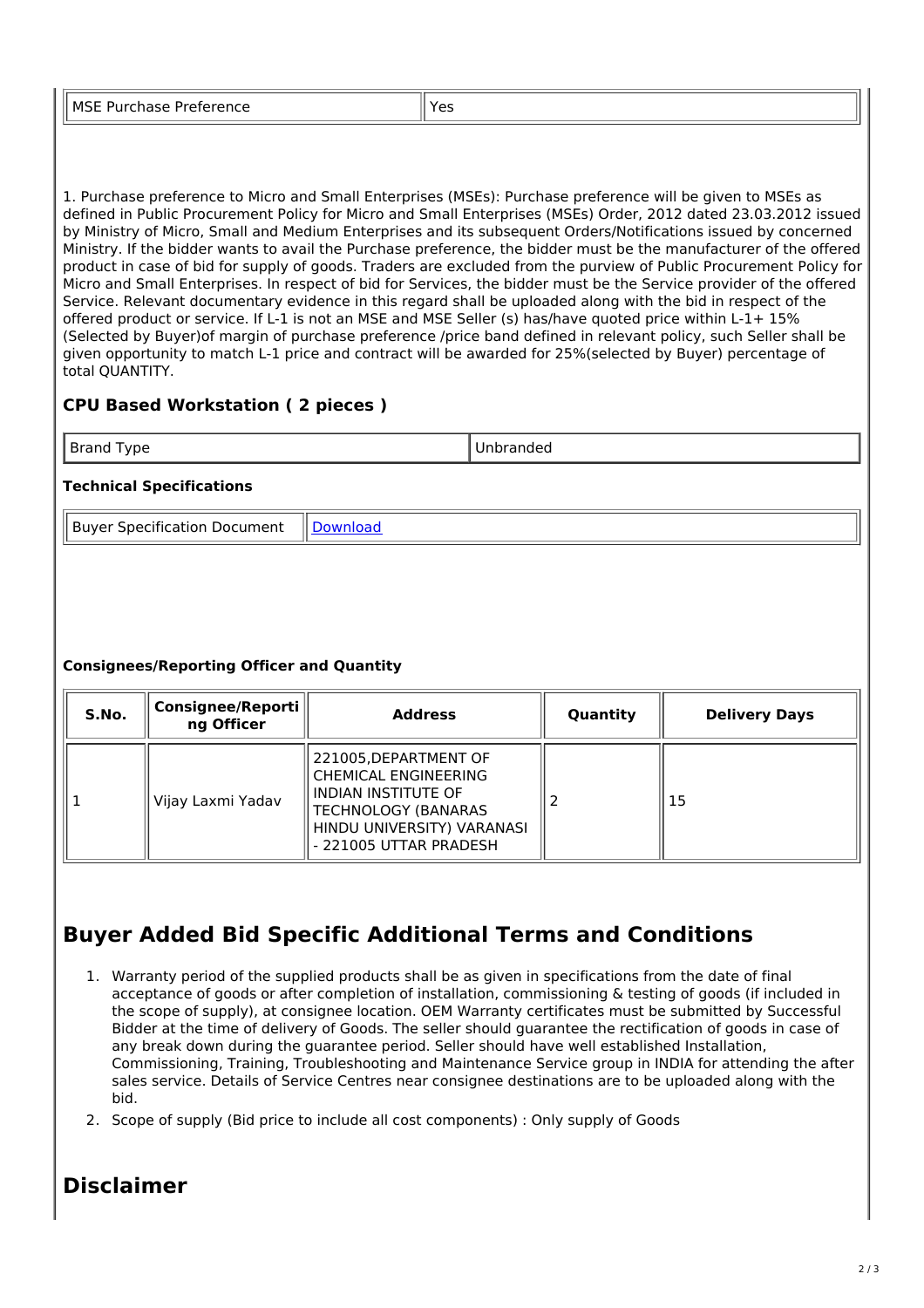| MSE Purchase Preference | Yes |
|---|---|

1. Purchase preference to Micro and Small Enterprises (MSEs): Purchase preference will be given to MSEs as defined in Public Procurement Policy for Micro and Small Enterprises (MSEs) Order, 2012 dated 23.03.2012 issued by Ministry of Micro, Small and Medium Enterprises and its subsequent Orders/Notifications issued by concerned Ministry. If the bidder wants to avail the Purchase preference, the bidder must be the manufacturer of the offered product in case of bid for supply of goods. Traders are excluded from the purview of Public Procurement Policy for Micro and Small Enterprises. In respect of bid for Services, the bidder must be the Service provider of the offered Service. Relevant documentary evidence in this regard shall be uploaded along with the bid in respect of the offered product or service. If L-1 is not an MSE and MSE Seller (s) has/have quoted price within L-1+ 15% (Selected by Buyer)of margin of purchase preference /price band defined in relevant policy, such Seller shall be given opportunity to match L-1 price and contract will be awarded for 25%(selected by Buyer) percentage of total QUANTITY.

### CPU Based Workstation ( 2 pieces )

| Brand Type | Unbranded |
|---|---|

#### Technical Specifications

| Buyer Specification Document | Download |
|---|---|

#### Consignees/Reporting Officer and Quantity

| S.No. | Consignee/Reporting Officer | Address | Quantity | Delivery Days |
|---|---|---|---|---|
| 1 | Vijay Laxmi Yadav | 221005,DEPARTMENT OF CHEMICAL ENGINEERING INDIAN INSTITUTE OF TECHNOLOGY (BANARAS HINDU UNIVERSITY) VARANASI - 221005 UTTAR PRADESH | 2 | 15 |

## Buyer Added Bid Specific Additional Terms and Conditions

1. Warranty period of the supplied products shall be as given in specifications from the date of final acceptance of goods or after completion of installation, commissioning & testing of goods (if included in the scope of supply), at consignee location. OEM Warranty certificates must be submitted by Successful Bidder at the time of delivery of Goods. The seller should guarantee the rectification of goods in case of any break down during the guarantee period. Seller should have well established Installation, Commissioning, Training, Troubleshooting and Maintenance Service group in INDIA for attending the after sales service. Details of Service Centres near consignee destinations are to be uploaded along with the bid.
2. Scope of supply (Bid price to include all cost components) : Only supply of Goods

## Disclaimer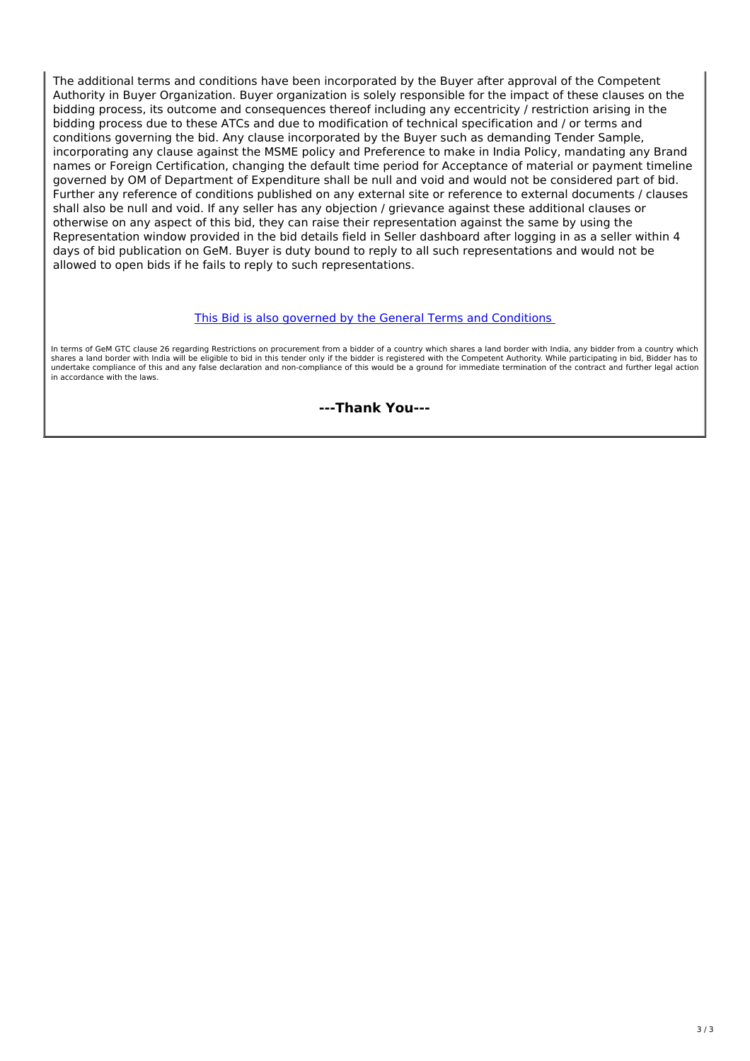The additional terms and conditions have been incorporated by the Buyer after approval of the Competent Authority in Buyer Organization. Buyer organization is solely responsible for the impact of these clauses on the bidding process, its outcome and consequences thereof including any eccentricity / restriction arising in the bidding process due to these ATCs and due to modification of technical specification and / or terms and conditions governing the bid. Any clause incorporated by the Buyer such as demanding Tender Sample, incorporating any clause against the MSME policy and Preference to make in India Policy, mandating any Brand names or Foreign Certification, changing the default time period for Acceptance of material or payment timeline governed by OM of Department of Expenditure shall be null and void and would not be considered part of bid. Further any reference of conditions published on any external site or reference to external documents / clauses shall also be null and void. If any seller has any objection / grievance against these additional clauses or otherwise on any aspect of this bid, they can raise their representation against the same by using the Representation window provided in the bid details field in Seller dashboard after logging in as a seller within 4 days of bid publication on GeM. Buyer is duty bound to reply to all such representations and would not be allowed to open bids if he fails to reply to such representations.

This Bid is also governed by the General Terms and Conditions

In terms of GeM GTC clause 26 regarding Restrictions on procurement from a bidder of a country which shares a land border with India, any bidder from a country which shares a land border with India will be eligible to bid in this tender only if the bidder is registered with the Competent Authority. While participating in bid, Bidder has to undertake compliance of this and any false declaration and non-compliance of this would be a ground for immediate termination of the contract and further legal action in accordance with the laws.

**---Thank You---**